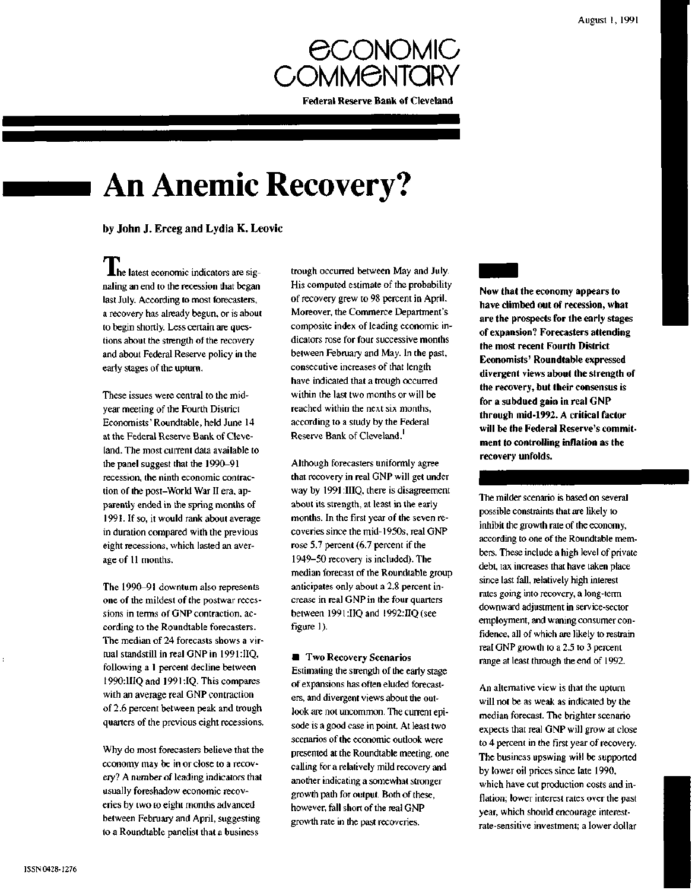August 1, 1991

# ECONOMIC COMMENTARY

**Federal Reserve Bank of Cleveland**

# An Anemic Recovery?

**by John J. Erceg and Lydia K. Leovic**

The latest economic indicators are signaling an end to the recession that began last July. According to most forecasters, a recovery has already begun, or is about to begin shortly. Less certain are questions about the strength of the recovery and about Federal Reserve policy in the early stages of the upturn.

These issues were central to the midyear meeting of the Fourth District Economists' Roundtable, held June 14 at the Federal Reserve Bank of Cleveland. The most current data available to the panel suggest that the 1990–91 recession, the ninth economic contraction of the post–World War II era, apparently ended in the spring months of 1991. If so, it would rank about average in duration compared with the previous eight recessions, which lasted an average of 11 months.

The 1990–91 downturn also represents one of the mildest of the postwar recessions in terms of GNP contraction, according to the Roundtable forecasters. The median of 24 forecasts shows a virtual standstill in real GNP in 1991:IIQ, following a 1 percent decline between 1990:IIIQ and 1991:IQ. This compares with an average real GNP contraction of 2.6 percent between peak and trough quarters of the previous eight recessions.

Why do most forecasters believe that the economy may be in or close to a recovery? A number of leading indicators that usually foreshadow economic recoveries by two to eight months advanced between February and April, suggesting to a Roundtable panelist that a business trough occurred between May and July. His computed estimate of the probability of recovery grew to 98 percent in April. Moreover, the Commerce Department's composite index of leading economic indicators rose for four successive months between February and May. In the past, consecutive increases of that length have indicated that a trough occurred within the last two months or will be reached within the next six months, according to a study by the Federal Reserve Bank of Cleveland.[1]

Although forecasters uniformly agree that recovery in real GNP will get under way by 1991:IIIQ, there is disagreement about its strength, at least in the early months. In the first year of the seven recoveries since the mid-1950s, real GNP rose 5.7 percent (6.7 percent if the 1949–50 recovery is included). The median forecast of the Roundtable group anticipates only about a 2.8 percent increase in real GNP in the four quarters between 1991:IIQ and 1992:IIQ (see figure 1).

**Now that the economy appears to have climbed out of recession, what are the prospects for the early stages of expansion? Forecasters attending the most recent Fourth District Economists' Roundtable expressed divergent views about the strength of the recovery, but their consensus is for a subdued gain in real GNP through mid-1992. A critical factor will be the Federal Reserve's commitment to controlling inflation as the recovery unfolds.**

## Two Recovery Scenarios

Estimating the strength of the early stage of expansions has often eluded forecasters, and divergent views about the outlook are not uncommon. The current episode is a good case in point. At least two scenarios of the economic outlook were presented at the Roundtable meeting, one calling for a relatively mild recovery and another indicating a somewhat stronger growth path for output. Both of these, however, fall short of the real GNP growth rate in the past recoveries.

The milder scenario is based on several possible constraints that are likely to inhibit the growth rate of the economy, according to one of the Roundtable members. These include a high level of private debt, tax increases that have taken place since last fall, relatively high interest rates going into recovery, a long-term downward adjustment in service-sector employment, and waning consumer confidence, all of which are likely to restrain real GNP growth to a 2.5 to 3 percent range at least through the end of 1992.

An alternative view is that the upturn will not be as weak as indicated by the median forecast. The brighter scenario expects that real GNP will grow at close to 4 percent in the first year of recovery. The business upswing will be supported by lower oil prices since late 1990, which have cut production costs and inflation; lower interest rates over the past year, which should encourage interest-rate-sensitive investment; a lower dollar

ISSN 0428-1276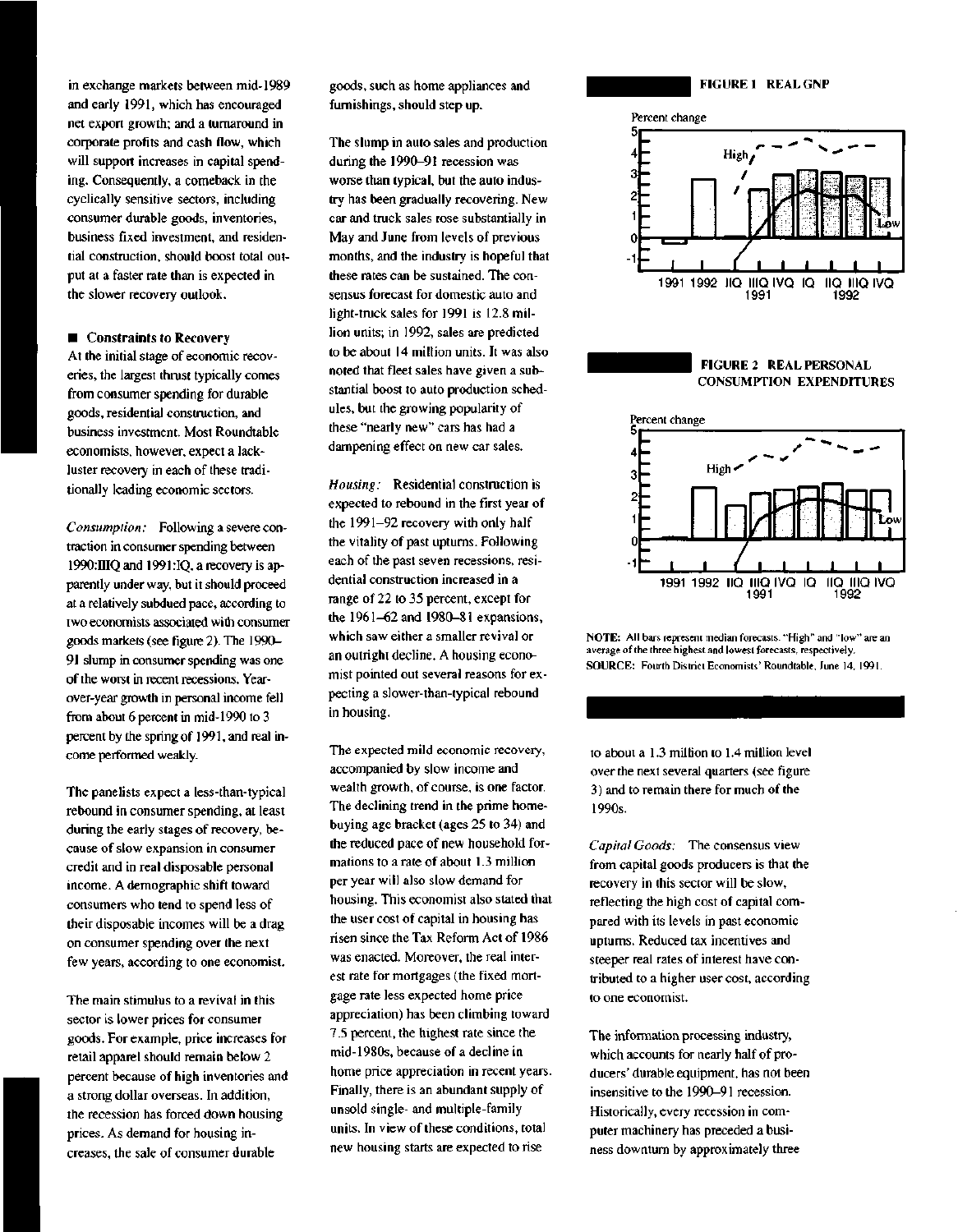in exchange markets between mid-1989 and early 1991, which has encouraged net export growth; and a turnaround in corporate profits and cash flow, which will support increases in capital spending. Consequently, a comeback in the cyclically sensitive sectors, including consumer durable goods, inventories, business fixed investment, and residential construction, should boost total output at a faster rate than is expected in the slower recovery outlook.

## ■ Constraints to Recovery

At the initial stage of economic recoveries, the largest thrust typically comes from consumer spending for durable goods, residential construction, and business investment. Most Roundtable economists, however, expect a lackluster recovery in each of these traditionally leading economic sectors.

*Consumption:* Following a severe contraction in consumer spending between 1990:IIIQ and 1991:IQ, a recovery is apparently under way, but it should proceed at a relatively subdued pace, according to two economists associated with consumer goods markets (see figure 2). The 1990–91 slump in consumer spending was one of the worst in recent recessions. Year-over-year growth in personal income fell from about 6 percent in mid-1990 to 3 percent by the spring of 1991, and real income performed weakly.

The panelists expect a less-than-typical rebound in consumer spending, at least during the early stages of recovery, because of slow expansion in consumer credit and in real disposable personal income. A demographic shift toward consumers who tend to spend less of their disposable incomes will be a drag on consumer spending over the next few years, according to one economist.

The main stimulus to a revival in this sector is lower prices for consumer goods. For example, price increases for retail apparel should remain below 2 percent because of high inventories and a strong dollar overseas. In addition, the recession has forced down housing prices. As demand for housing increases, the sale of consumer durable goods, such as home appliances and furnishings, should step up.

The slump in auto sales and production during the 1990–91 recession was worse than typical, but the auto industry has been gradually recovering. New car and truck sales rose substantially in May and June from levels of previous months, and the industry is hopeful that these rates can be sustained. The consensus forecast for domestic auto and light-truck sales for 1991 is 12.8 million units; in 1992, sales are predicted to be about 14 million units. It was also noted that fleet sales have given a substantial boost to auto production schedules, but the growing popularity of these "nearly new" cars has had a dampening effect on new car sales.

*Housing:* Residential construction is expected to rebound in the first year of the 1991–92 recovery with only half the vitality of past upturns. Following each of the past seven recessions, residential construction increased in a range of 22 to 35 percent, except for the 1961–62 and 1980–81 expansions, which saw either a smaller revival or an outright decline. A housing economist pointed out several reasons for expecting a slower-than-typical rebound in housing.

The expected mild economic recovery, accompanied by slow income and wealth growth, of course, is one factor. The declining trend in the prime home-buying age bracket (ages 25 to 34) and the reduced pace of new household formations to a rate of about 1.3 million per year will also slow demand for housing. This economist also stated that the user cost of capital in housing has risen since the Tax Reform Act of 1986 was enacted. Moreover, the real interest rate for mortgages (the fixed mortgage rate less expected home price appreciation) has been climbing toward 7.5 percent, the highest rate since the mid-1980s, because of a decline in home price appreciation in recent years. Finally, there is an abundant supply of unsold single- and multiple-family units. In view of these conditions, total new housing starts are expected to rise to about a 1.3 million to 1.4 million level over the next several quarters (see figure 3) and to remain there for much of the 1990s.

FIGURE 1 REAL GNP

FIGURE 2 REAL PERSONAL CONSUMPTION EXPENDITURES

NOTE: All bars represent median forecasts. "High" and "low" are an average of the three highest and lowest forecasts, respectively.
SOURCE: Fourth District Economists' Roundtable, June 14, 1991.

*Capital Goods:* The consensus view from capital goods producers is that the recovery in this sector will be slow, reflecting the high cost of capital compared with its levels in past economic upturns. Reduced tax incentives and steeper real rates of interest have contributed to a higher user cost, according to one economist.

The information processing industry, which accounts for nearly half of producers' durable equipment, has not been insensitive to the 1990–91 recession. Historically, every recession in computer machinery has preceded a business downturn by approximately three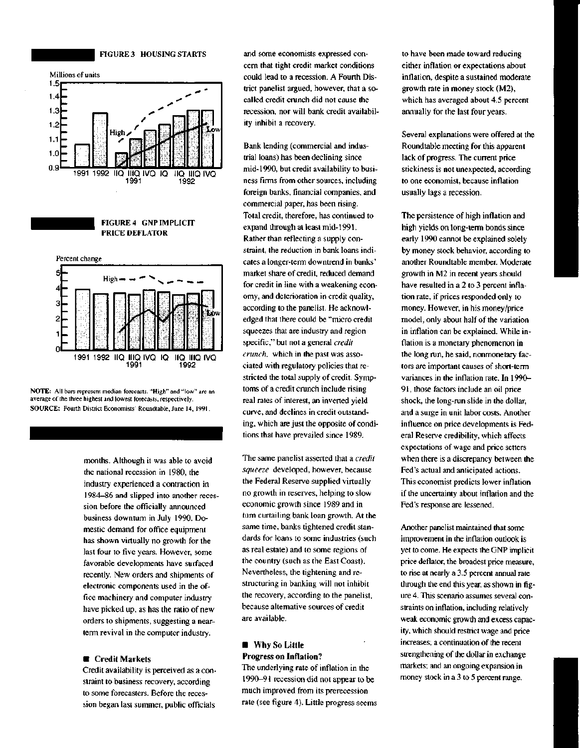**FIGURE 3 HOUSING STARTS**

Millions of units

**FIGURE 4 GNP IMPLICIT PRICE DEFLATOR**

Percent change

NOTE: All bars represent median forecasts. "High" and "low" are an average of the three highest and lowest forecasts, respectively.
SOURCE: Fourth District Economists' Roundtable, June 14, 1991.

months. Although it was able to avoid the national recession in 1980, the industry experienced a contraction in 1984–86 and slipped into another recession before the officially announced business downturn in July 1990. Domestic demand for office equipment has shown virtually no growth for the last four to five years. However, some favorable developments have surfaced recently. New orders and shipments of electronic components used in the office machinery and computer industry have picked up, as has the ratio of new orders to shipments, suggesting a near-term revival in the computer industry.

## Credit Markets

Credit availability is perceived as a constraint to business recovery, according to some forecasters. Before the recession began last summer, public officials and some economists expressed concern that tight credit market conditions could lead to a recession. A Fourth District panelist argued, however, that a so-called credit crunch did not cause the recession, nor will bank credit availability inhibit a recovery.

Bank lending (commercial and industrial loans) has been declining since mid-1990, but credit availability to business firms from other sources, including foreign banks, financial companies, and commercial paper, has been rising. Total credit, therefore, has continued to expand through at least mid-1991. Rather than reflecting a supply constraint, the reduction in bank loans indicates a longer-term downtrend in banks' market share of credit, reduced demand for credit in line with a weakening economy, and deterioration in credit quality, according to the panelist. He acknowledged that there could be "micro credit squeezes that are industry and region specific," but not a general *credit crunch*, which in the past was associated with regulatory policies that restricted the total supply of credit. Symptoms of a credit crunch include rising real rates of interest, an inverted yield curve, and declines in credit outstanding, which are just the opposite of conditions that have prevailed since 1989.

The same panelist asserted that a *credit squeeze* developed, however, because the Federal Reserve supplied virtually no growth in reserves, helping to slow economic growth since 1989 and in turn curtailing bank loan growth. At the same time, banks tightened credit standards for loans to some industries (such as real estate) and to some regions of the country (such as the East Coast). Nevertheless, the tightening and restructuring in banking will not inhibit the recovery, according to the panelist, because alternative sources of credit are available.

## Why So Little Progress on Inflation?

The underlying rate of inflation in the 1990–91 recession did not appear to be much improved from its prerecession rate (see figure 4). Little progress seems to have been made toward reducing either inflation or expectations about inflation, despite a sustained moderate growth rate in money stock (M2), which has averaged about 4.5 percent annually for the last four years.

Several explanations were offered at the Roundtable meeting for this apparent lack of progress. The current price stickiness is not unexpected, according to one economist, because inflation usually lags a recession.

The persistence of high inflation and high yields on long-term bonds since early 1990 cannot be explained solely by money stock behavior, according to another Roundtable member. Moderate growth in M2 in recent years should have resulted in a 2 to 3 percent inflation rate, if prices responded only to money. However, in his money/price model, only about half of the variation in inflation can be explained. While inflation is a monetary phenomenon in the long run, he said, nonmonetary factors are important causes of short-term variances in the inflation rate. In 1990–91, those factors include an oil price shock, the long-run slide in the dollar, and a surge in unit labor costs. Another influence on price developments is Federal Reserve credibility, which affects expectations of wage and price setters when there is a discrepancy between the Fed's actual and anticipated actions. This economist predicts lower inflation if the uncertainty about inflation and the Fed's response are lessened.

Another panelist maintained that some improvement in the inflation outlook is yet to come. He expects the GNP implicit price deflator, the broadest price measure, to rise at nearly a 3.5 percent annual rate through the end this year, as shown in figure 4. This scenario assumes several constraints on inflation, including relatively weak economic growth and excess capacity, which should restrict wage and price increases; a continuation of the recent strengthening of the dollar in exchange markets; and an ongoing expansion in money stock in a 3 to 5 percent range.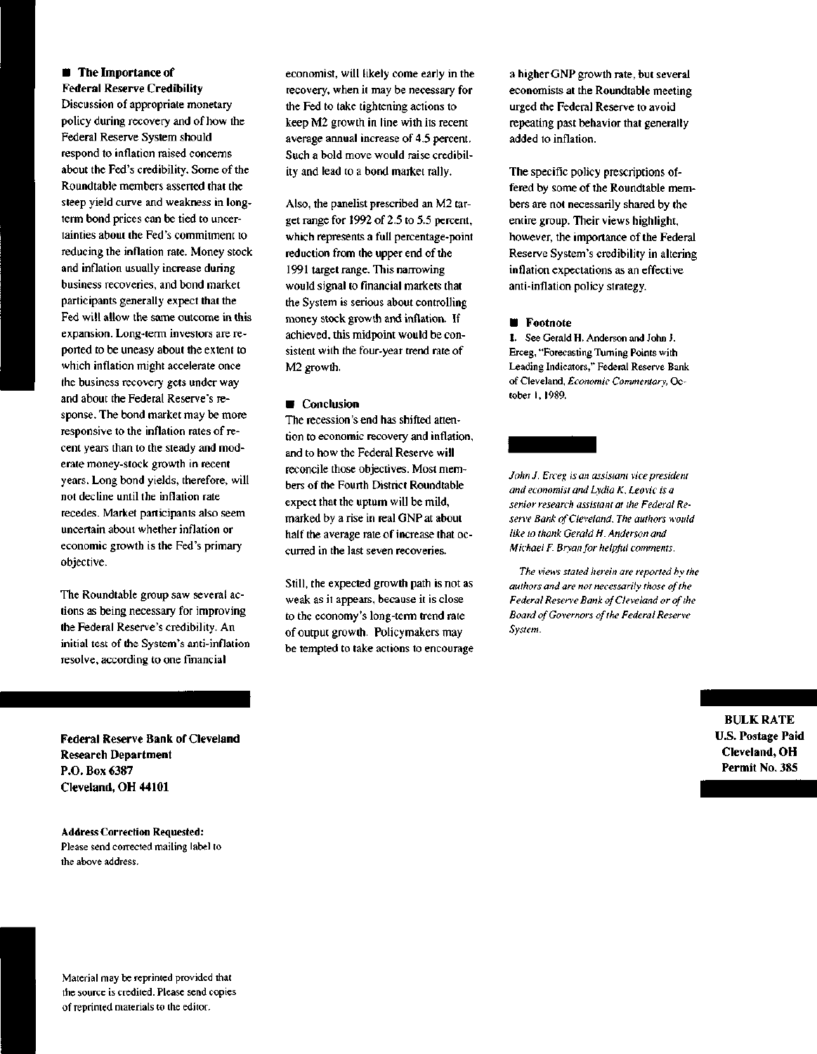## The Importance of Federal Reserve Credibility

Discussion of appropriate monetary policy during recovery and of how the Federal Reserve System should respond to inflation raised concerns about the Fed's credibility. Some of the Roundtable members asserted that the steep yield curve and weakness in long-term bond prices can be tied to uncertainties about the Fed's commitment to reducing the inflation rate. Money stock and inflation usually increase during business recoveries, and bond market participants generally expect that the Fed will allow the same outcome in this expansion. Long-term investors are reported to be uneasy about the extent to which inflation might accelerate once the business recovery gets under way and about the Federal Reserve's response. The bond market may be more responsive to the inflation rates of recent years than to the steady and moderate money-stock growth in recent years. Long bond yields, therefore, will not decline until the inflation rate recedes. Market participants also seem uncertain about whether inflation or economic growth is the Fed's primary objective.

The Roundtable group saw several actions as being necessary for improving the Federal Reserve's credibility. An initial test of the System's anti-inflation resolve, according to one financial economist, will likely come early in the recovery, when it may be necessary for the Fed to take tightening actions to keep M2 growth in line with its recent average annual increase of 4.5 percent. Such a bold move would raise credibility and lead to a bond market rally.

Also, the panelist prescribed an M2 target range for 1992 of 2.5 to 5.5 percent, which represents a full percentage-point reduction from the upper end of the 1991 target range. This narrowing would signal to financial markets that the System is serious about controlling money stock growth and inflation. If achieved, this midpoint would be consistent with the four-year trend rate of M2 growth.

## Conclusion

The recession's end has shifted attention to economic recovery and inflation, and to how the Federal Reserve will reconcile those objectives. Most members of the Fourth District Roundtable expect that the upturn will be mild, marked by a rise in real GNP at about half the average rate of increase that occurred in the last seven recoveries.

Still, the expected growth path is not as weak as it appears, because it is close to the economy's long-term trend rate of output growth. Policymakers may be tempted to take actions to encourage a higher GNP growth rate, but several economists at the Roundtable meeting urged the Federal Reserve to avoid repeating past behavior that generally added to inflation.

The specific policy prescriptions offered by some of the Roundtable members are not necessarily shared by the entire group. Their views highlight, however, the importance of the Federal Reserve System's credibility in altering inflation expectations as an effective anti-inflation policy strategy.

## Footnote

1. See Gerald H. Anderson and John J. Erceg, "Forecasting Turning Points with Leading Indicators," Federal Reserve Bank of Cleveland, *Economic Commentary*, October 1, 1989.

*John J. Erceg is an assistant vice president and economist and Lydia K. Leovic is a senior research assistant at the Federal Reserve Bank of Cleveland. The authors would like to thank Gerald H. Anderson and Michael F. Bryan for helpful comments.*

*The views stated herein are reported by the authors and are not necessarily those of the Federal Reserve Bank of Cleveland or of the Board of Governors of the Federal Reserve System.*

**Federal Reserve Bank of Cleveland**
**Research Department**
**P.O. Box 6387**
**Cleveland, OH 44101**

**Address Correction Requested:**
Please send corrected mailing label to the above address.

Material may be reprinted provided that the source is credited. Please send copies of reprinted materials to the editor.

**BULK RATE**
**U.S. Postage Paid**
**Cleveland, OH**
**Permit No. 385**